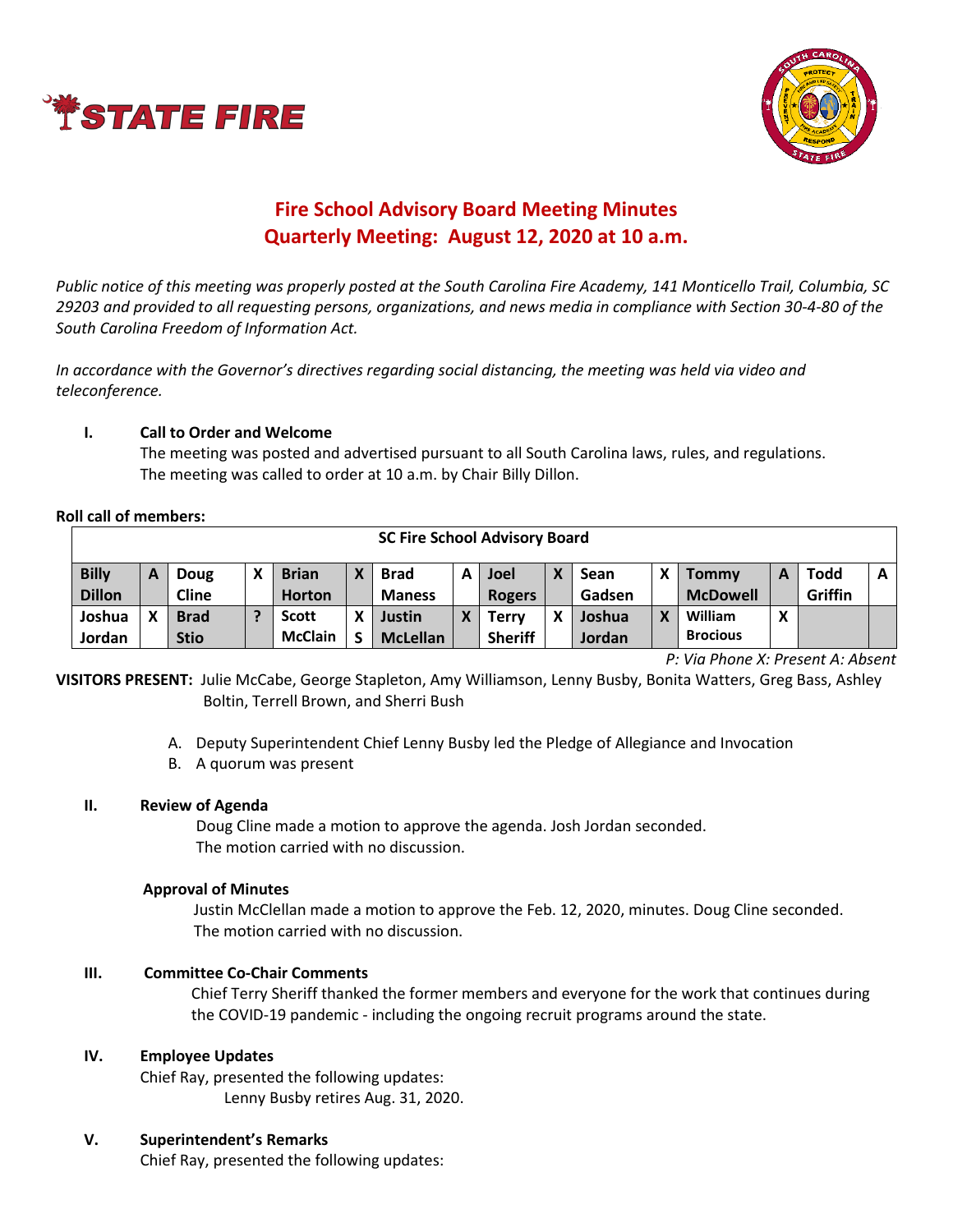# Fire School Advisory Board Meeting Minutes
## Quarterly Meeting: August 12, 2020 at 10 a.m.

*Public notice of this meeting was properly posted at the South Carolina Fire Academy, 141 Monticello Trail, Columbia, SC 29203 and provided to all requesting persons, organizations, and news media in compliance with Section 30-4-80 of the South Carolina Freedom of Information Act.*

*In accordance with the Governor's directives regarding social distancing, the meeting was held via video and teleconference.*

**I. Call to Order and Welcome**

The meeting was posted and advertised pursuant to all South Carolina laws, rules, and regulations. The meeting was called to order at 10 a.m. by Chair Billy Dillon.

**Roll call of members:**

| SC Fire School Advisory Board | | | | | | | | | | | | | | | |
|---|---|---|---|---|---|---|---|---|---|---|---|---|---|---|---|
| **Billy Dillon** | **A** | **Doug Cline** | **X** | **Brian Horton** | **X** | **Brad Maness** | **A** | **Joel Rogers** | **X** | **Sean Gadsen** | **X** | **Tommy McDowell** | **A** | **Todd Griffin** | **A** |
| **Joshua Jordan** | **X** | **Brad Stio** | **?** | **Scott McClain** | **X S** | **Justin McLellan** | **X** | **Terry Sheriff** | **X** | **Joshua Jordan** | **X** | **William Brocious** | **X** | | |

*P: Via Phone X: Present A: Absent*

**VISITORS PRESENT:** Julie McCabe, George Stapleton, Amy Williamson, Lenny Busby, Bonita Watters, Greg Bass, Ashley Boltin, Terrell Brown, and Sherri Bush

A. Deputy Superintendent Chief Lenny Busby led the Pledge of Allegiance and Invocation

B. A quorum was present

**II. Review of Agenda**

Doug Cline made a motion to approve the agenda. Josh Jordan seconded. The motion carried with no discussion.

**Approval of Minutes**

Justin McClellan made a motion to approve the Feb. 12, 2020, minutes. Doug Cline seconded. The motion carried with no discussion.

**III. Committee Co-Chair Comments**

Chief Terry Sheriff thanked the former members and everyone for the work that continues during the COVID-19 pandemic - including the ongoing recruit programs around the state.

**IV. Employee Updates**

Chief Ray, presented the following updates:

Lenny Busby retires Aug. 31, 2020.

**V. Superintendent's Remarks**

Chief Ray, presented the following updates: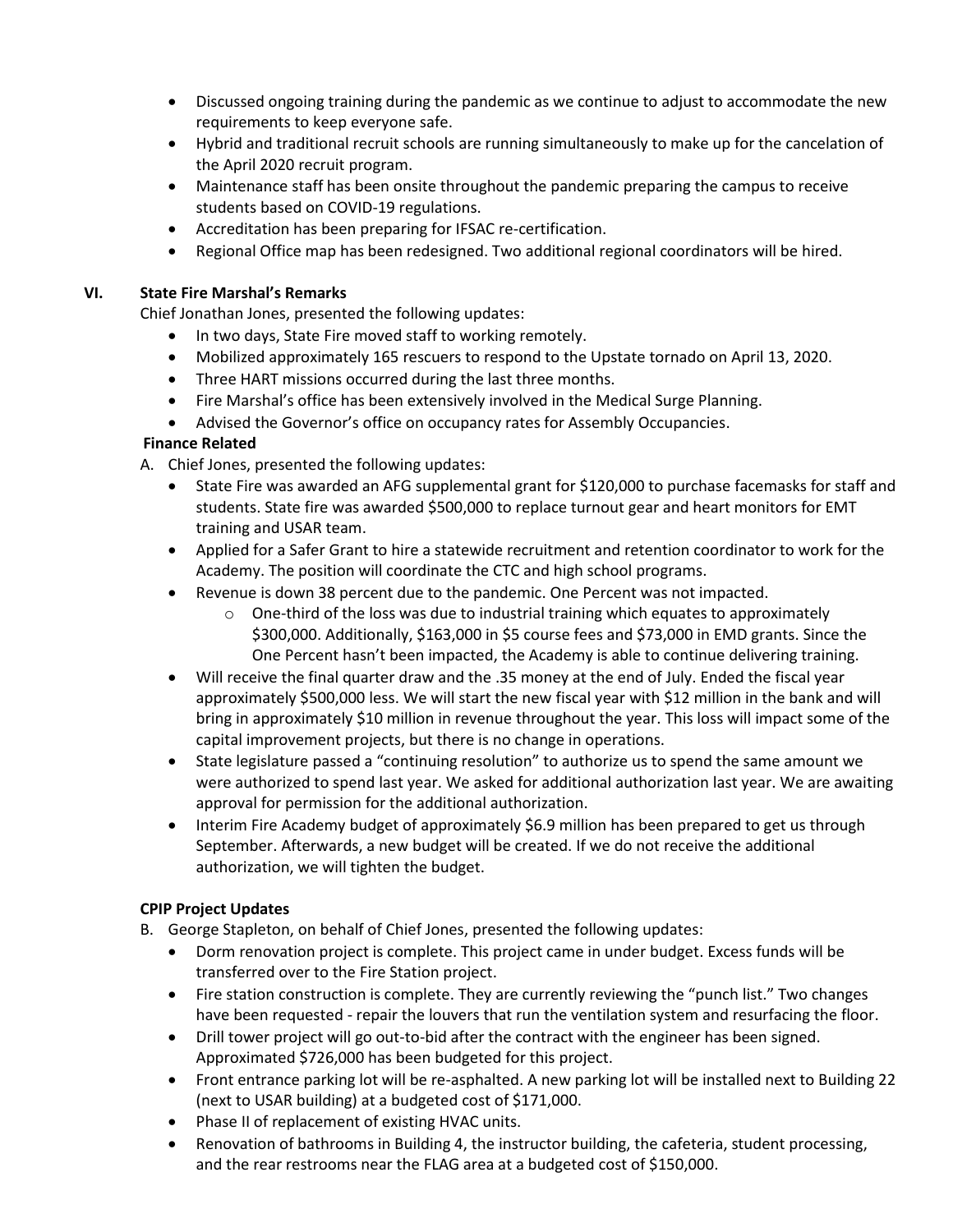- Discussed ongoing training during the pandemic as we continue to adjust to accommodate the new requirements to keep everyone safe.
- Hybrid and traditional recruit schools are running simultaneously to make up for the cancelation of the April 2020 recruit program.
- Maintenance staff has been onsite throughout the pandemic preparing the campus to receive students based on COVID-19 regulations.
- Accreditation has been preparing for IFSAC re-certification.
- Regional Office map has been redesigned. Two additional regional coordinators will be hired.

## VI. State Fire Marshal's Remarks

Chief Jonathan Jones, presented the following updates:

- In two days, State Fire moved staff to working remotely.
- Mobilized approximately 165 rescuers to respond to the Upstate tornado on April 13, 2020.
- Three HART missions occurred during the last three months.
- Fire Marshal's office has been extensively involved in the Medical Surge Planning.
- Advised the Governor's office on occupancy rates for Assembly Occupancies.

**Finance Related**

A. Chief Jones, presented the following updates:

- State Fire was awarded an AFG supplemental grant for $120,000 to purchase facemasks for staff and students. State fire was awarded $500,000 to replace turnout gear and heart monitors for EMT training and USAR team.
- Applied for a Safer Grant to hire a statewide recruitment and retention coordinator to work for the Academy. The position will coordinate the CTC and high school programs.
- Revenue is down 38 percent due to the pandemic. One Percent was not impacted.
  - One-third of the loss was due to industrial training which equates to approximately $300,000. Additionally, $163,000 in $5 course fees and $73,000 in EMD grants. Since the One Percent hasn't been impacted, the Academy is able to continue delivering training.
- Will receive the final quarter draw and the .35 money at the end of July. Ended the fiscal year approximately $500,000 less. We will start the new fiscal year with $12 million in the bank and will bring in approximately $10 million in revenue throughout the year. This loss will impact some of the capital improvement projects, but there is no change in operations.
- State legislature passed a "continuing resolution" to authorize us to spend the same amount we were authorized to spend last year. We asked for additional authorization last year. We are awaiting approval for permission for the additional authorization.
- Interim Fire Academy budget of approximately $6.9 million has been prepared to get us through September. Afterwards, a new budget will be created. If we do not receive the additional authorization, we will tighten the budget.

**CPIP Project Updates**

B. George Stapleton, on behalf of Chief Jones, presented the following updates:

- Dorm renovation project is complete. This project came in under budget. Excess funds will be transferred over to the Fire Station project.
- Fire station construction is complete. They are currently reviewing the "punch list." Two changes have been requested - repair the louvers that run the ventilation system and resurfacing the floor.
- Drill tower project will go out-to-bid after the contract with the engineer has been signed. Approximated $726,000 has been budgeted for this project.
- Front entrance parking lot will be re-asphalted. A new parking lot will be installed next to Building 22 (next to USAR building) at a budgeted cost of $171,000.
- Phase II of replacement of existing HVAC units.
- Renovation of bathrooms in Building 4, the instructor building, the cafeteria, student processing, and the rear restrooms near the FLAG area at a budgeted cost of $150,000.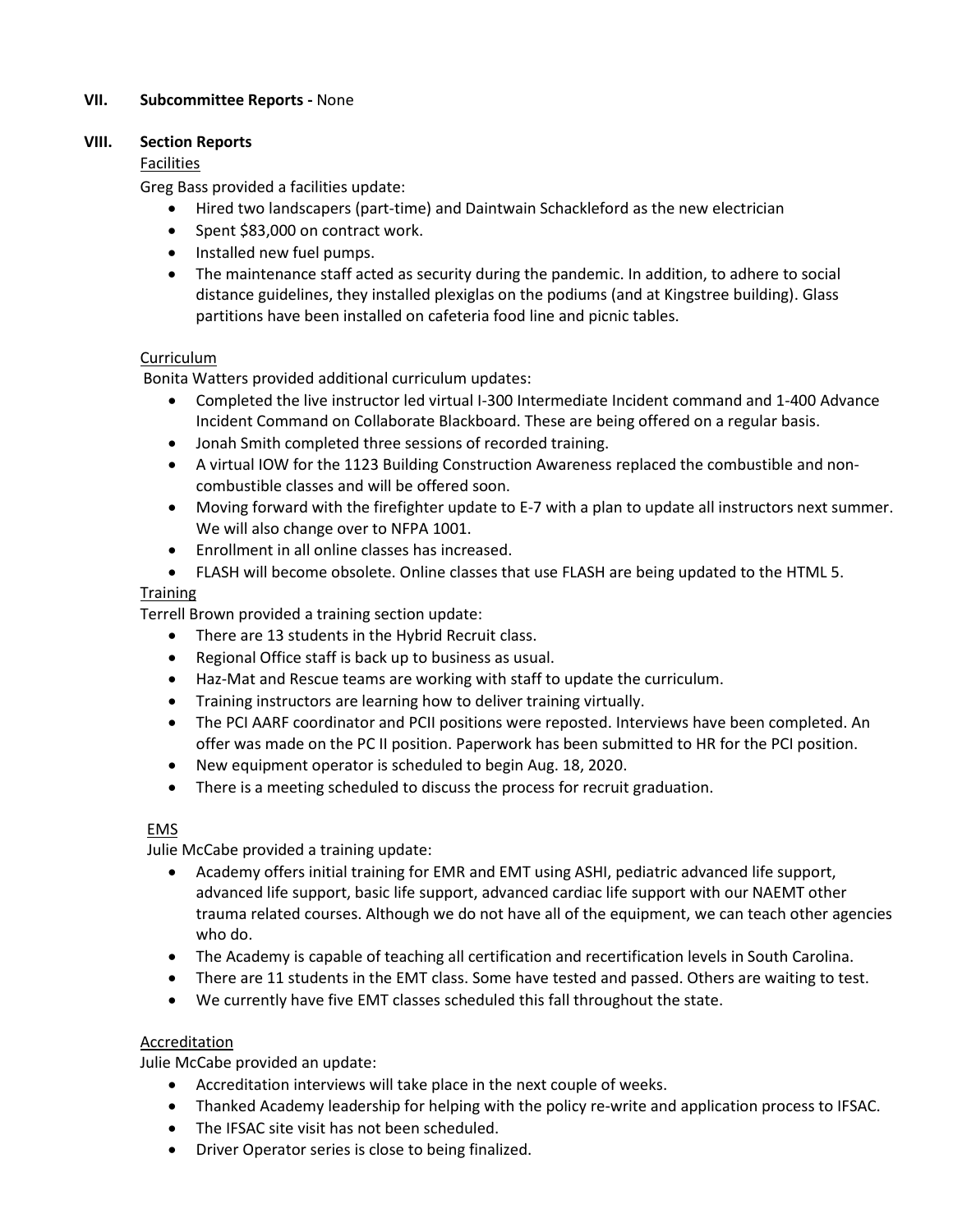**VII. Subcommittee Reports -** None

**VIII. Section Reports**

Facilities

Greg Bass provided a facilities update:

- Hired two landscapers (part-time) and Daintwain Schackleford as the new electrician
- Spent $83,000 on contract work.
- Installed new fuel pumps.
- The maintenance staff acted as security during the pandemic. In addition, to adhere to social distance guidelines, they installed plexiglas on the podiums (and at Kingstree building). Glass partitions have been installed on cafeteria food line and picnic tables.

Curriculum

Bonita Watters provided additional curriculum updates:

- Completed the live instructor led virtual I-300 Intermediate Incident command and 1-400 Advance Incident Command on Collaborate Blackboard. These are being offered on a regular basis.
- Jonah Smith completed three sessions of recorded training.
- A virtual IOW for the 1123 Building Construction Awareness replaced the combustible and non-combustible classes and will be offered soon.
- Moving forward with the firefighter update to E-7 with a plan to update all instructors next summer. We will also change over to NFPA 1001.
- Enrollment in all online classes has increased.
- FLASH will become obsolete. Online classes that use FLASH are being updated to the HTML 5.

Training

Terrell Brown provided a training section update:

- There are 13 students in the Hybrid Recruit class.
- Regional Office staff is back up to business as usual.
- Haz-Mat and Rescue teams are working with staff to update the curriculum.
- Training instructors are learning how to deliver training virtually.
- The PCI AARF coordinator and PCII positions were reposted. Interviews have been completed. An offer was made on the PC II position. Paperwork has been submitted to HR for the PCI position.
- New equipment operator is scheduled to begin Aug. 18, 2020.
- There is a meeting scheduled to discuss the process for recruit graduation.

EMS

Julie McCabe provided a training update:

- Academy offers initial training for EMR and EMT using ASHI, pediatric advanced life support, advanced life support, basic life support, advanced cardiac life support with our NAEMT other trauma related courses. Although we do not have all of the equipment, we can teach other agencies who do.
- The Academy is capable of teaching all certification and recertification levels in South Carolina.
- There are 11 students in the EMT class. Some have tested and passed. Others are waiting to test.
- We currently have five EMT classes scheduled this fall throughout the state.

Accreditation

Julie McCabe provided an update:

- Accreditation interviews will take place in the next couple of weeks.
- Thanked Academy leadership for helping with the policy re-write and application process to IFSAC.
- The IFSAC site visit has not been scheduled.
- Driver Operator series is close to being finalized.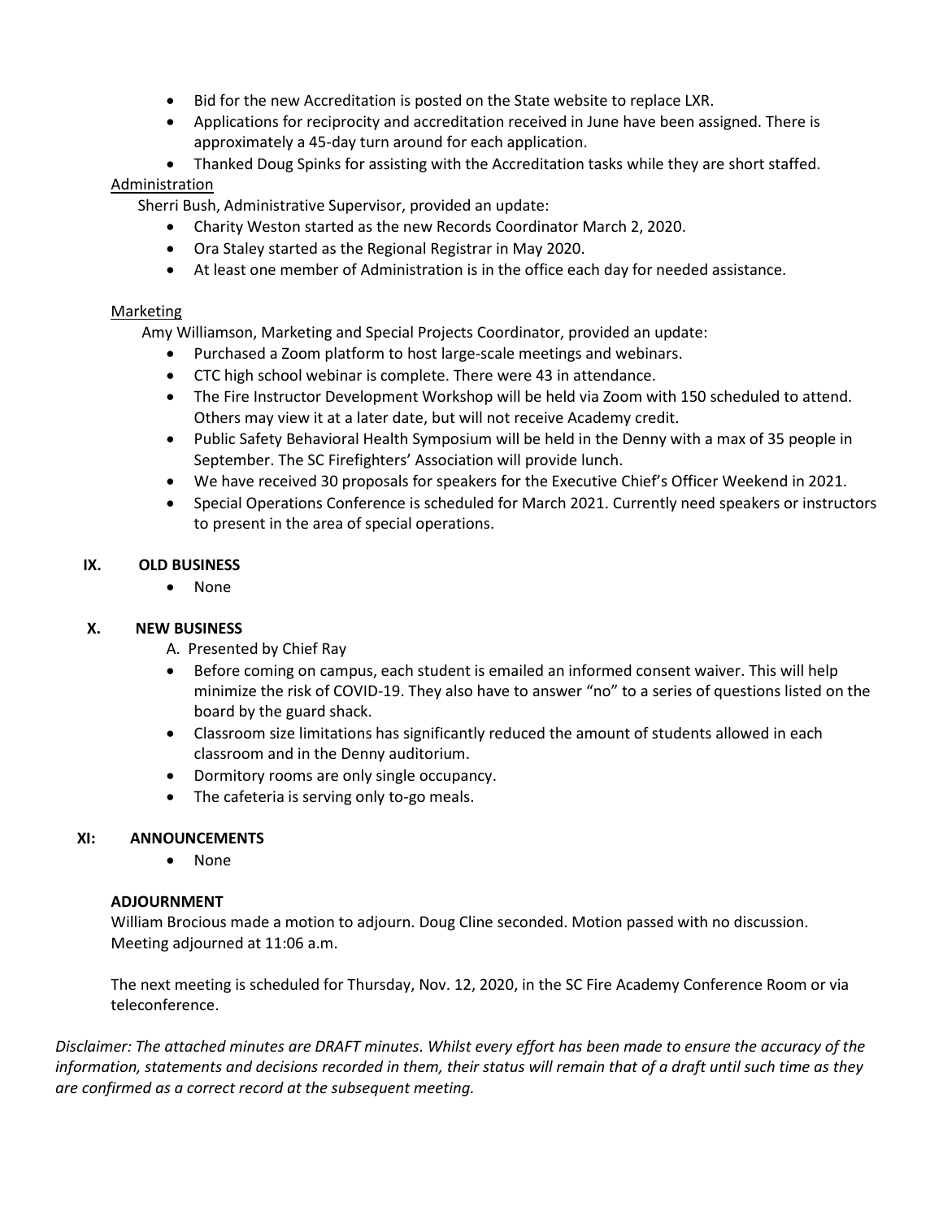- Bid for the new Accreditation is posted on the State website to replace LXR.
- Applications for reciprocity and accreditation received in June have been assigned. There is approximately a 45-day turn around for each application.
- Thanked Doug Spinks for assisting with the Accreditation tasks while they are short staffed.

Administration

Sherri Bush, Administrative Supervisor, provided an update:

- Charity Weston started as the new Records Coordinator March 2, 2020.
- Ora Staley started as the Regional Registrar in May 2020.
- At least one member of Administration is in the office each day for needed assistance.

Marketing

Amy Williamson, Marketing and Special Projects Coordinator, provided an update:

- Purchased a Zoom platform to host large-scale meetings and webinars.
- CTC high school webinar is complete. There were 43 in attendance.
- The Fire Instructor Development Workshop will be held via Zoom with 150 scheduled to attend. Others may view it at a later date, but will not receive Academy credit.
- Public Safety Behavioral Health Symposium will be held in the Denny with a max of 35 people in September. The SC Firefighters' Association will provide lunch.
- We have received 30 proposals for speakers for the Executive Chief's Officer Weekend in 2021.
- Special Operations Conference is scheduled for March 2021. Currently need speakers or instructors to present in the area of special operations.

## IX. OLD BUSINESS

- None

## X. NEW BUSINESS

A. Presented by Chief Ray

- Before coming on campus, each student is emailed an informed consent waiver. This will help minimize the risk of COVID-19. They also have to answer "no" to a series of questions listed on the board by the guard shack.
- Classroom size limitations has significantly reduced the amount of students allowed in each classroom and in the Denny auditorium.
- Dormitory rooms are only single occupancy.
- The cafeteria is serving only to-go meals.

## XI: ANNOUNCEMENTS

- None

**ADJOURNMENT**

William Brocious made a motion to adjourn. Doug Cline seconded. Motion passed with no discussion. Meeting adjourned at 11:06 a.m.

The next meeting is scheduled for Thursday, Nov. 12, 2020, in the SC Fire Academy Conference Room or via teleconference.

*Disclaimer: The attached minutes are DRAFT minutes. Whilst every effort has been made to ensure the accuracy of the information, statements and decisions recorded in them, their status will remain that of a draft until such time as they are confirmed as a correct record at the subsequent meeting.*